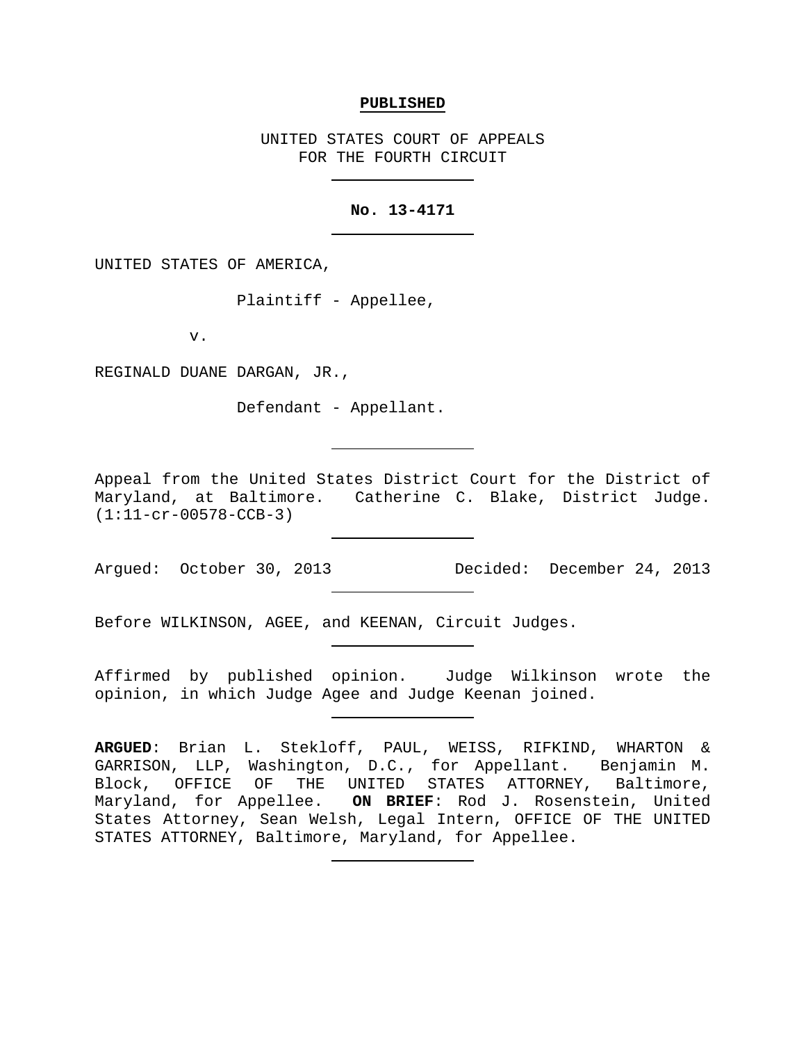**PUBLISHED**

UNITED STATES COURT OF APPEALS
FOR THE FOURTH CIRCUIT

---

**No. 13-4171**

---

UNITED STATES OF AMERICA,

Plaintiff - Appellee,

v.

REGINALD DUANE DARGAN, JR.,

Defendant - Appellant.

---

Appeal from the United States District Court for the District of Maryland, at Baltimore. Catherine C. Blake, District Judge. (1:11-cr-00578-CCB-3)

---

Argued: October 30, 2013    Decided: December 24, 2013

---

Before WILKINSON, AGEE, and KEENAN, Circuit Judges.

---

Affirmed by published opinion. Judge Wilkinson wrote the opinion, in which Judge Agee and Judge Keenan joined.

---

**ARGUED**: Brian L. Stekloff, PAUL, WEISS, RIFKIND, WHARTON & GARRISON, LLP, Washington, D.C., for Appellant. Benjamin M. Block, OFFICE OF THE UNITED STATES ATTORNEY, Baltimore, Maryland, for Appellee. **ON BRIEF**: Rod J. Rosenstein, United States Attorney, Sean Welsh, Legal Intern, OFFICE OF THE UNITED STATES ATTORNEY, Baltimore, Maryland, for Appellee.

---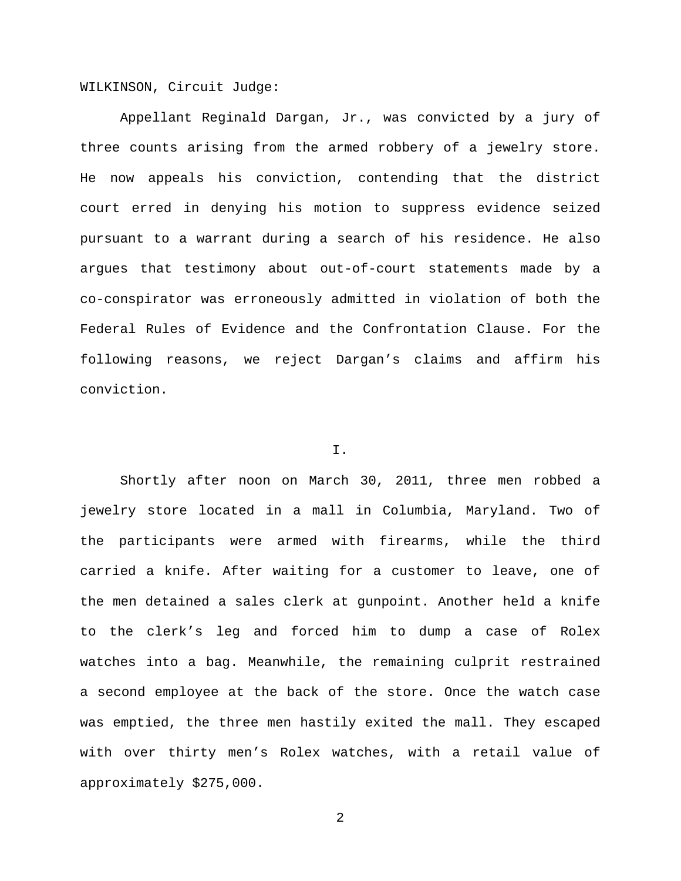WILKINSON, Circuit Judge:

Appellant Reginald Dargan, Jr., was convicted by a jury of three counts arising from the armed robbery of a jewelry store. He now appeals his conviction, contending that the district court erred in denying his motion to suppress evidence seized pursuant to a warrant during a search of his residence. He also argues that testimony about out-of-court statements made by a co-conspirator was erroneously admitted in violation of both the Federal Rules of Evidence and the Confrontation Clause. For the following reasons, we reject Dargan's claims and affirm his conviction.

## I.

Shortly after noon on March 30, 2011, three men robbed a jewelry store located in a mall in Columbia, Maryland. Two of the participants were armed with firearms, while the third carried a knife. After waiting for a customer to leave, one of the men detained a sales clerk at gunpoint. Another held a knife to the clerk's leg and forced him to dump a case of Rolex watches into a bag. Meanwhile, the remaining culprit restrained a second employee at the back of the store. Once the watch case was emptied, the three men hastily exited the mall. They escaped with over thirty men's Rolex watches, with a retail value of approximately $275,000.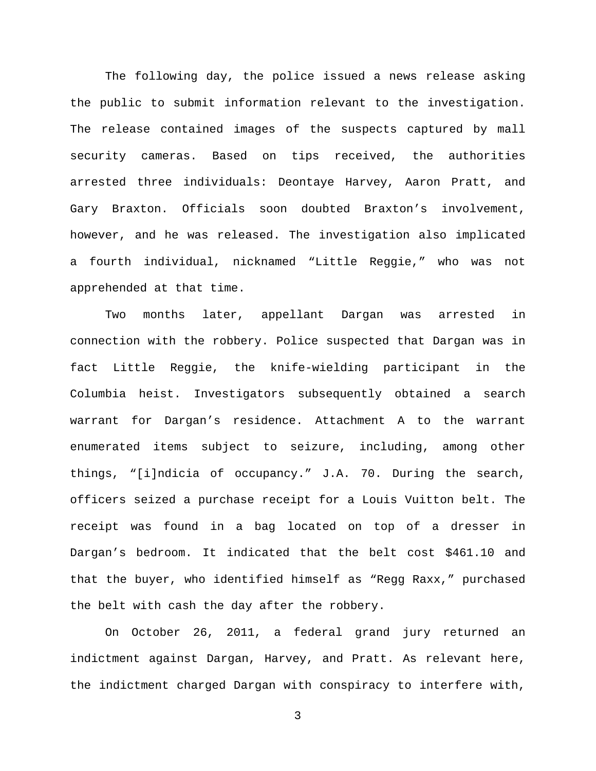The following day, the police issued a news release asking the public to submit information relevant to the investigation. The release contained images of the suspects captured by mall security cameras. Based on tips received, the authorities arrested three individuals: Deontaye Harvey, Aaron Pratt, and Gary Braxton. Officials soon doubted Braxton's involvement, however, and he was released. The investigation also implicated a fourth individual, nicknamed "Little Reggie," who was not apprehended at that time.

Two months later, appellant Dargan was arrested in connection with the robbery. Police suspected that Dargan was in fact Little Reggie, the knife-wielding participant in the Columbia heist. Investigators subsequently obtained a search warrant for Dargan's residence. Attachment A to the warrant enumerated items subject to seizure, including, among other things, "[i]ndicia of occupancy." J.A. 70. During the search, officers seized a purchase receipt for a Louis Vuitton belt. The receipt was found in a bag located on top of a dresser in Dargan's bedroom. It indicated that the belt cost $461.10 and that the buyer, who identified himself as "Regg Raxx," purchased the belt with cash the day after the robbery.

On October 26, 2011, a federal grand jury returned an indictment against Dargan, Harvey, and Pratt. As relevant here, the indictment charged Dargan with conspiracy to interfere with,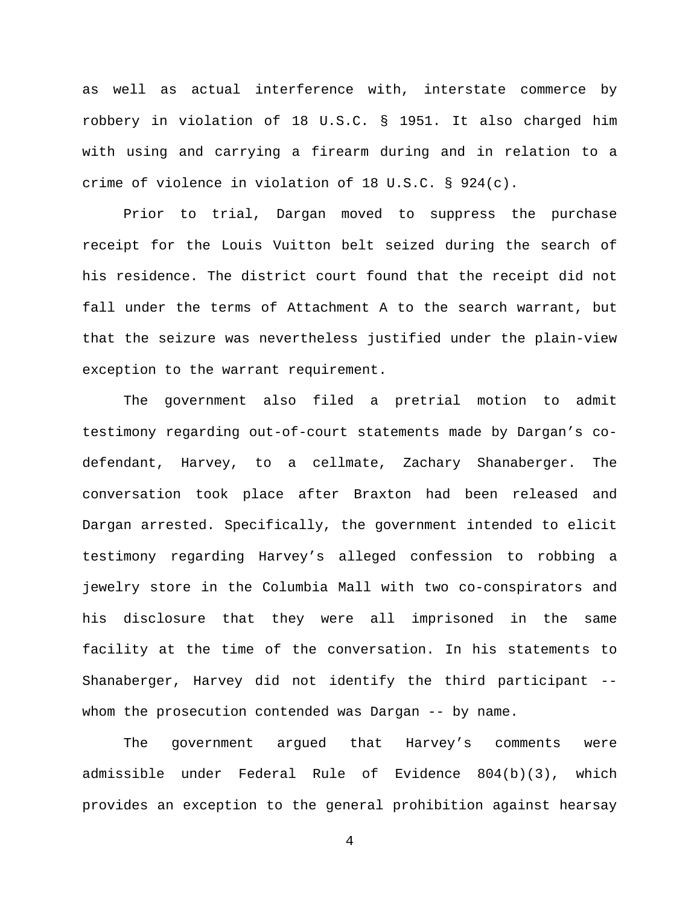as well as actual interference with, interstate commerce by robbery in violation of 18 U.S.C. § 1951. It also charged him with using and carrying a firearm during and in relation to a crime of violence in violation of 18 U.S.C. § 924(c).

Prior to trial, Dargan moved to suppress the purchase receipt for the Louis Vuitton belt seized during the search of his residence. The district court found that the receipt did not fall under the terms of Attachment A to the search warrant, but that the seizure was nevertheless justified under the plain-view exception to the warrant requirement.

The government also filed a pretrial motion to admit testimony regarding out-of-court statements made by Dargan's co-defendant, Harvey, to a cellmate, Zachary Shanaberger. The conversation took place after Braxton had been released and Dargan arrested. Specifically, the government intended to elicit testimony regarding Harvey's alleged confession to robbing a jewelry store in the Columbia Mall with two co-conspirators and his disclosure that they were all imprisoned in the same facility at the time of the conversation. In his statements to Shanaberger, Harvey did not identify the third participant -- whom the prosecution contended was Dargan -- by name.

The government argued that Harvey's comments were admissible under Federal Rule of Evidence 804(b)(3), which provides an exception to the general prohibition against hearsay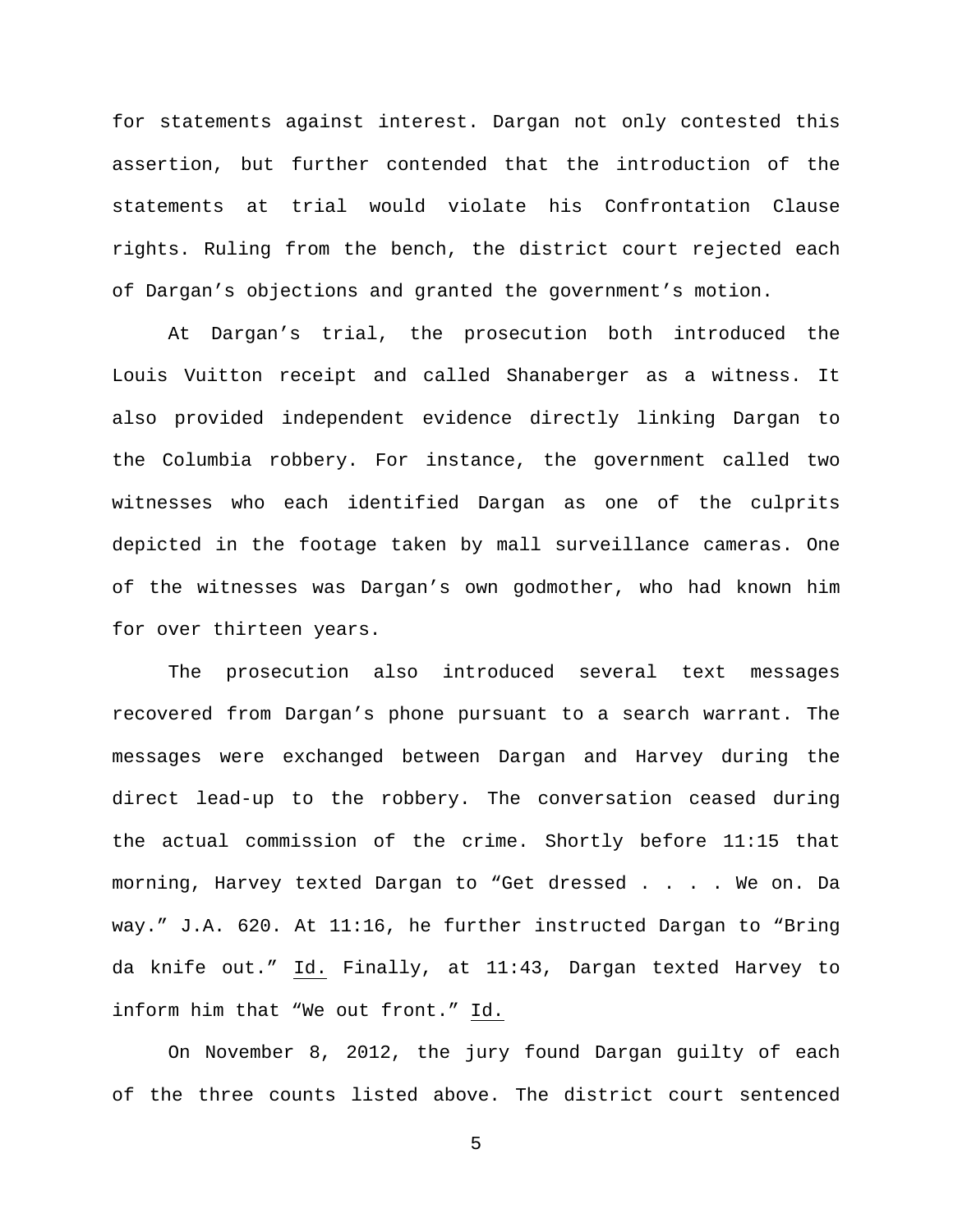for statements against interest. Dargan not only contested this assertion, but further contended that the introduction of the statements at trial would violate his Confrontation Clause rights. Ruling from the bench, the district court rejected each of Dargan's objections and granted the government's motion.

At Dargan's trial, the prosecution both introduced the Louis Vuitton receipt and called Shanaberger as a witness. It also provided independent evidence directly linking Dargan to the Columbia robbery. For instance, the government called two witnesses who each identified Dargan as one of the culprits depicted in the footage taken by mall surveillance cameras. One of the witnesses was Dargan's own godmother, who had known him for over thirteen years.

The prosecution also introduced several text messages recovered from Dargan's phone pursuant to a search warrant. The messages were exchanged between Dargan and Harvey during the direct lead-up to the robbery. The conversation ceased during the actual commission of the crime. Shortly before 11:15 that morning, Harvey texted Dargan to "Get dressed . . . . We on. Da way." J.A. 620. At 11:16, he further instructed Dargan to "Bring da knife out." Id. Finally, at 11:43, Dargan texted Harvey to inform him that "We out front." Id.

On November 8, 2012, the jury found Dargan guilty of each of the three counts listed above. The district court sentenced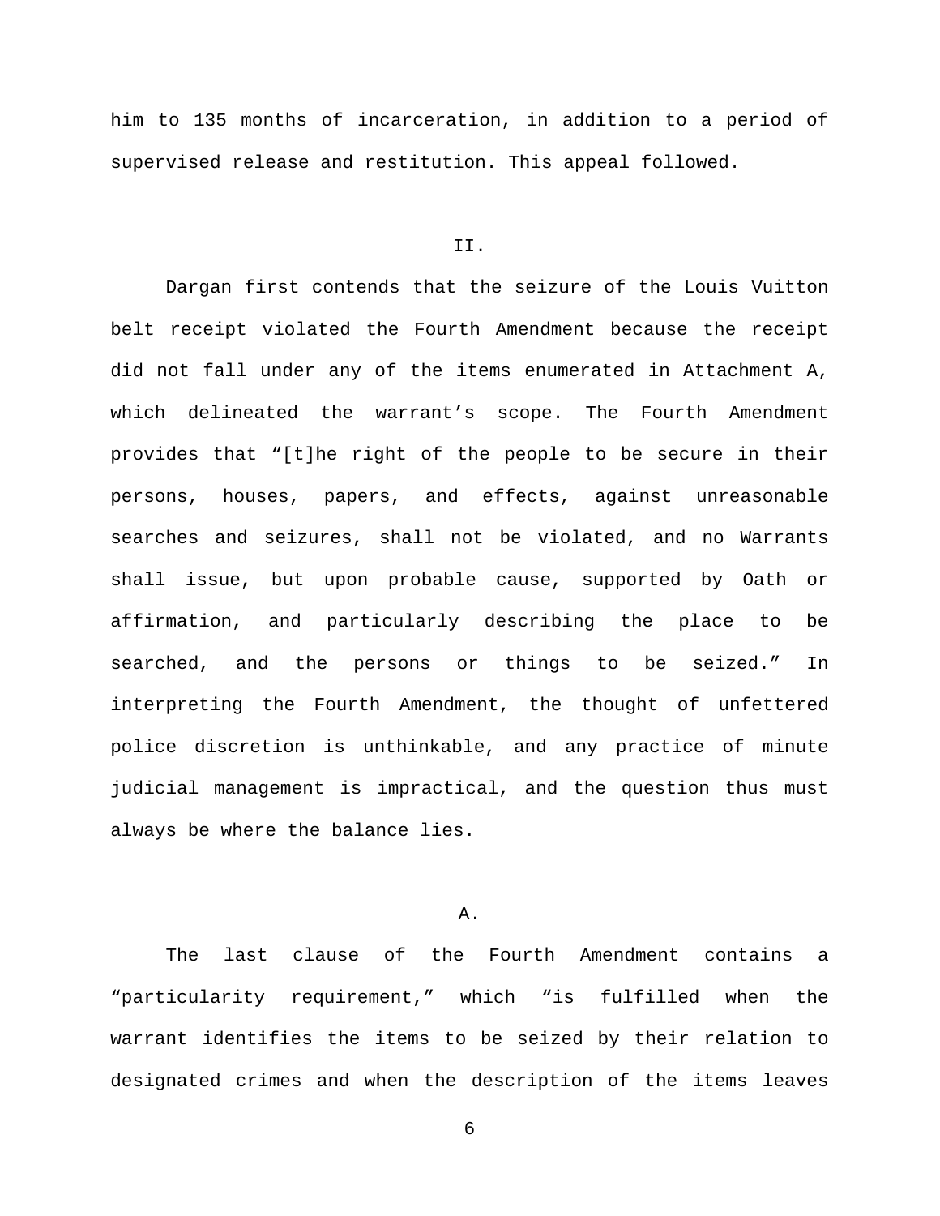him to 135 months of incarceration, in addition to a period of supervised release and restitution. This appeal followed.

## II.

Dargan first contends that the seizure of the Louis Vuitton belt receipt violated the Fourth Amendment because the receipt did not fall under any of the items enumerated in Attachment A, which delineated the warrant's scope. The Fourth Amendment provides that "[t]he right of the people to be secure in their persons, houses, papers, and effects, against unreasonable searches and seizures, shall not be violated, and no Warrants shall issue, but upon probable cause, supported by Oath or affirmation, and particularly describing the place to be searched, and the persons or things to be seized." In interpreting the Fourth Amendment, the thought of unfettered police discretion is unthinkable, and any practice of minute judicial management is impractical, and the question thus must always be where the balance lies.

### A.

The last clause of the Fourth Amendment contains a "particularity requirement," which "is fulfilled when the warrant identifies the items to be seized by their relation to designated crimes and when the description of the items leaves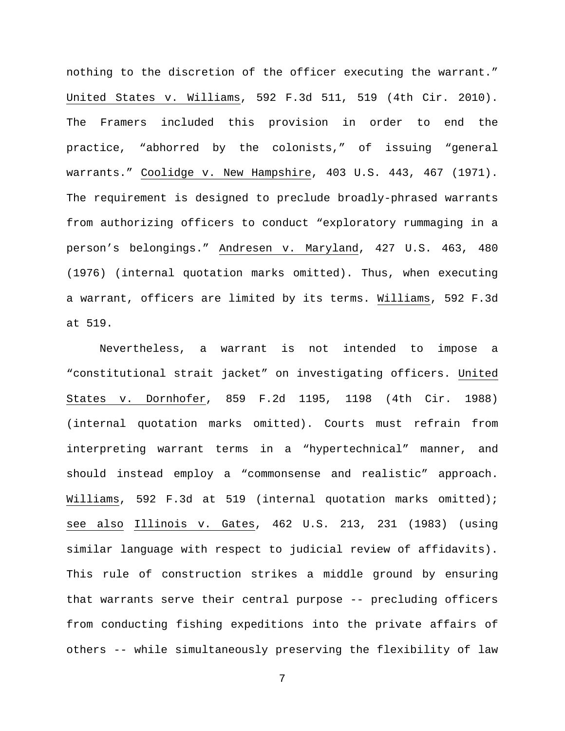nothing to the discretion of the officer executing the warrant." United States v. Williams, 592 F.3d 511, 519 (4th Cir. 2010). The Framers included this provision in order to end the practice, "abhorred by the colonists," of issuing "general warrants." Coolidge v. New Hampshire, 403 U.S. 443, 467 (1971). The requirement is designed to preclude broadly-phrased warrants from authorizing officers to conduct "exploratory rummaging in a person's belongings." Andresen v. Maryland, 427 U.S. 463, 480 (1976) (internal quotation marks omitted). Thus, when executing a warrant, officers are limited by its terms. Williams, 592 F.3d at 519.

Nevertheless, a warrant is not intended to impose a "constitutional strait jacket" on investigating officers. United States v. Dornhofer, 859 F.2d 1195, 1198 (4th Cir. 1988) (internal quotation marks omitted). Courts must refrain from interpreting warrant terms in a "hypertechnical" manner, and should instead employ a "commonsense and realistic" approach. Williams, 592 F.3d at 519 (internal quotation marks omitted); see also Illinois v. Gates, 462 U.S. 213, 231 (1983) (using similar language with respect to judicial review of affidavits). This rule of construction strikes a middle ground by ensuring that warrants serve their central purpose -- precluding officers from conducting fishing expeditions into the private affairs of others -- while simultaneously preserving the flexibility of law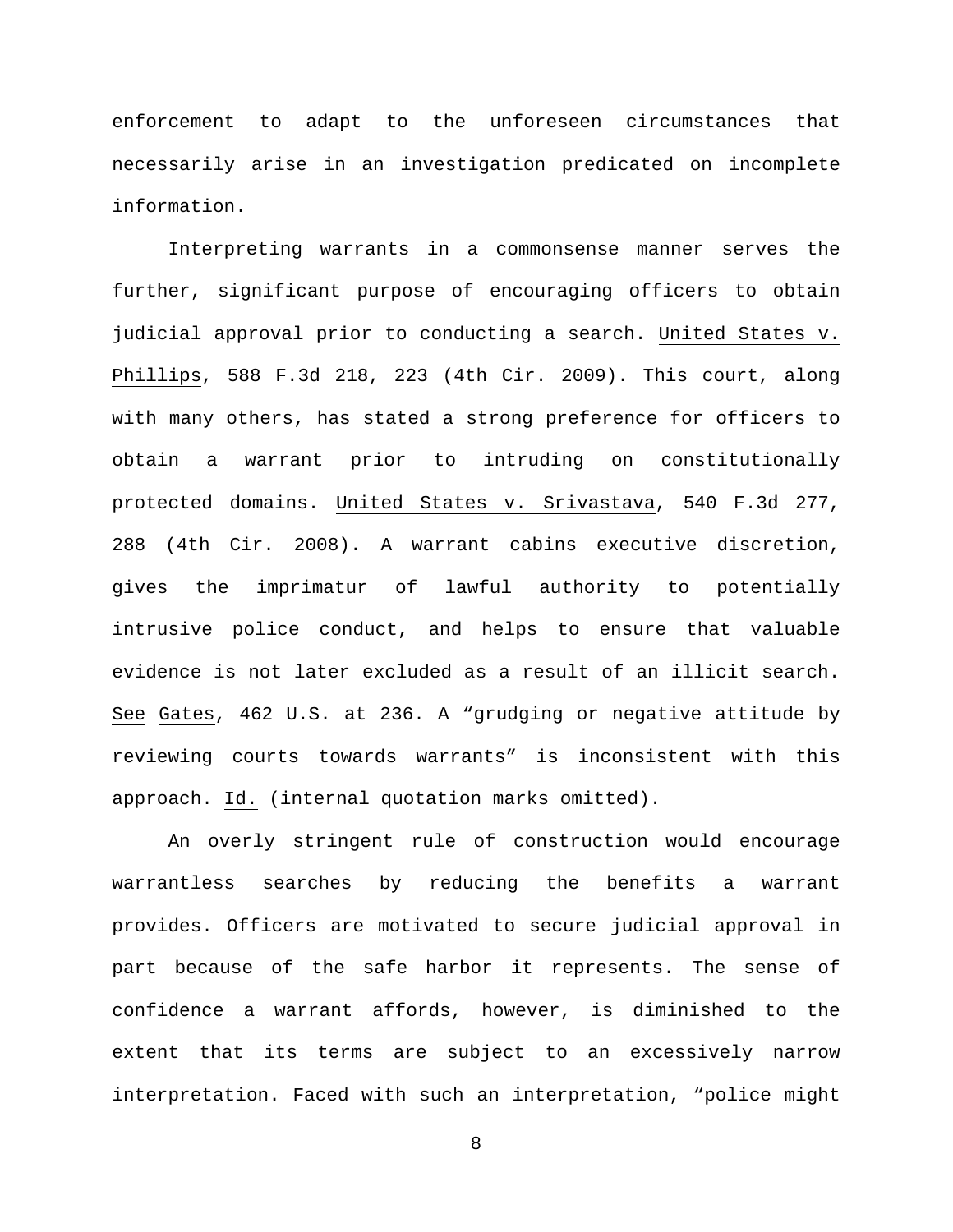enforcement to adapt to the unforeseen circumstances that necessarily arise in an investigation predicated on incomplete information.

Interpreting warrants in a commonsense manner serves the further, significant purpose of encouraging officers to obtain judicial approval prior to conducting a search. United States v. Phillips, 588 F.3d 218, 223 (4th Cir. 2009). This court, along with many others, has stated a strong preference for officers to obtain a warrant prior to intruding on constitutionally protected domains. United States v. Srivastava, 540 F.3d 277, 288 (4th Cir. 2008). A warrant cabins executive discretion, gives the imprimatur of lawful authority to potentially intrusive police conduct, and helps to ensure that valuable evidence is not later excluded as a result of an illicit search. See Gates, 462 U.S. at 236. A "grudging or negative attitude by reviewing courts towards warrants" is inconsistent with this approach. Id. (internal quotation marks omitted).

An overly stringent rule of construction would encourage warrantless searches by reducing the benefits a warrant provides. Officers are motivated to secure judicial approval in part because of the safe harbor it represents. The sense of confidence a warrant affords, however, is diminished to the extent that its terms are subject to an excessively narrow interpretation. Faced with such an interpretation, "police might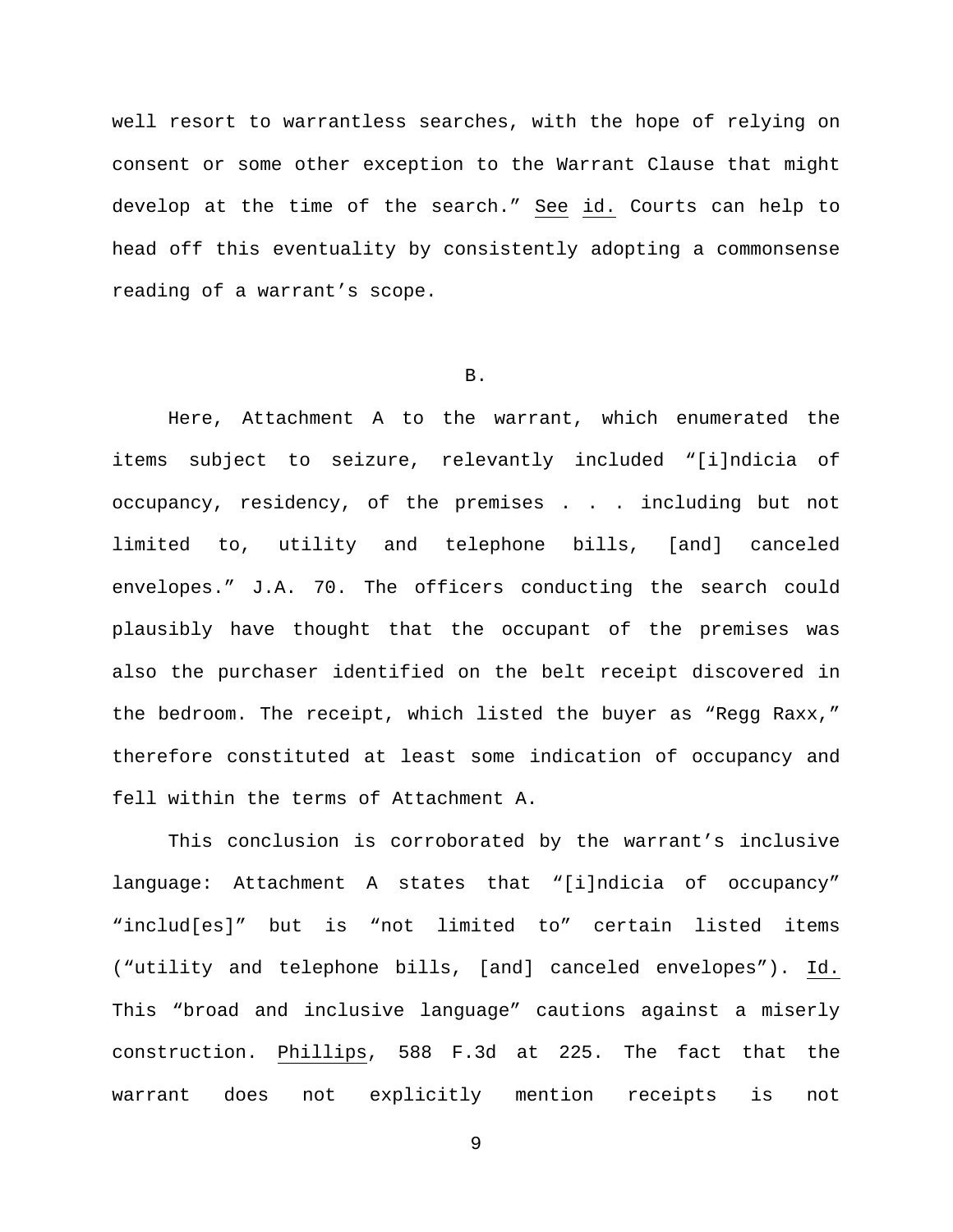well resort to warrantless searches, with the hope of relying on consent or some other exception to the Warrant Clause that might develop at the time of the search." See id. Courts can help to head off this eventuality by consistently adopting a commonsense reading of a warrant's scope.

B.

Here, Attachment A to the warrant, which enumerated the items subject to seizure, relevantly included "[i]ndicia of occupancy, residency, of the premises . . . including but not limited to, utility and telephone bills, [and] canceled envelopes." J.A. 70. The officers conducting the search could plausibly have thought that the occupant of the premises was also the purchaser identified on the belt receipt discovered in the bedroom. The receipt, which listed the buyer as "Regg Raxx," therefore constituted at least some indication of occupancy and fell within the terms of Attachment A.

This conclusion is corroborated by the warrant's inclusive language: Attachment A states that "[i]ndicia of occupancy" "includ[es]" but is "not limited to" certain listed items ("utility and telephone bills, [and] canceled envelopes"). Id. This "broad and inclusive language" cautions against a miserly construction. Phillips, 588 F.3d at 225. The fact that the warrant does not explicitly mention receipts is not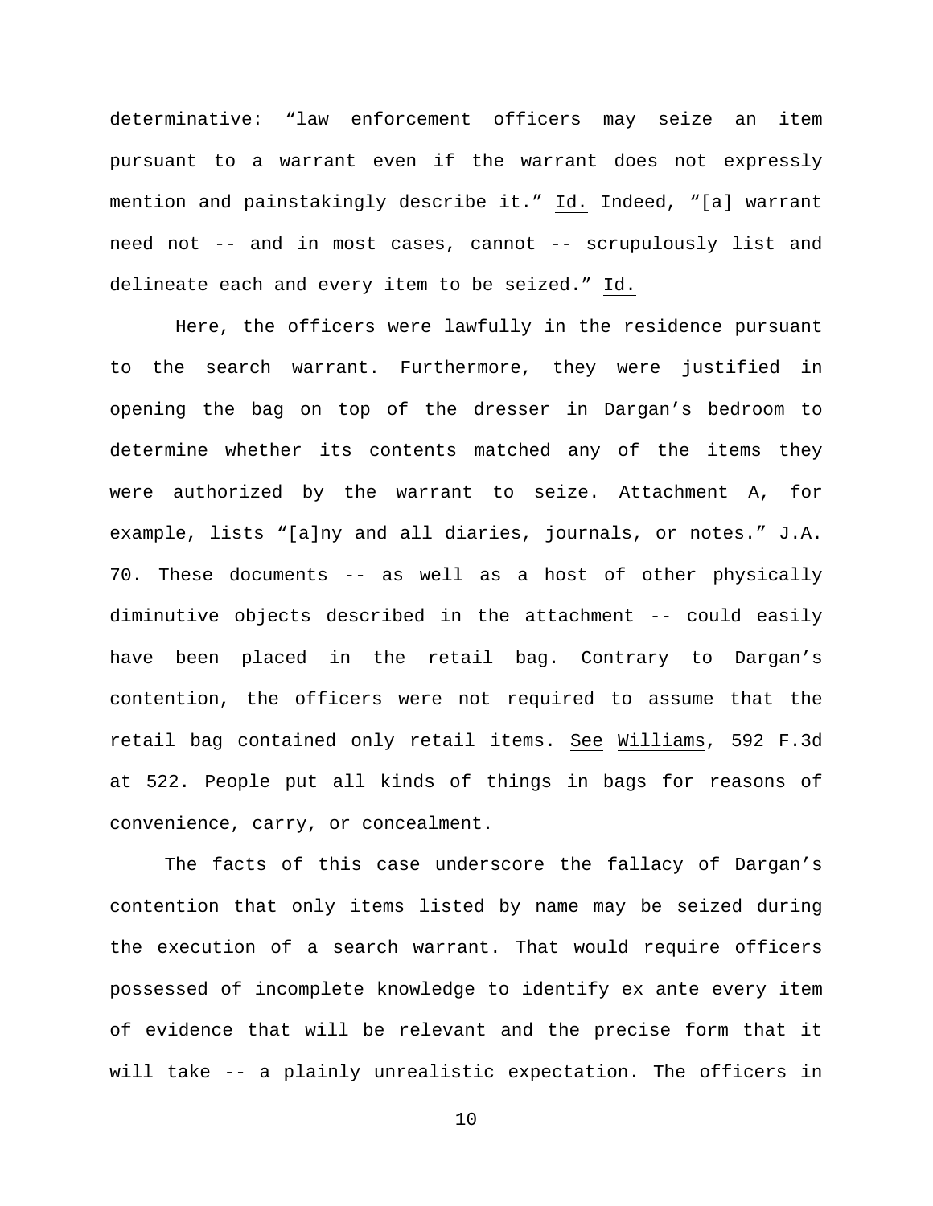determinative: "law enforcement officers may seize an item pursuant to a warrant even if the warrant does not expressly mention and painstakingly describe it." _Id._ Indeed, "[a] warrant need not -- and in most cases, cannot -- scrupulously list and delineate each and every item to be seized." _Id._

Here, the officers were lawfully in the residence pursuant to the search warrant. Furthermore, they were justified in opening the bag on top of the dresser in Dargan's bedroom to determine whether its contents matched any of the items they were authorized by the warrant to seize. Attachment A, for example, lists "[a]ny and all diaries, journals, or notes." J.A. 70. These documents -- as well as a host of other physically diminutive objects described in the attachment -- could easily have been placed in the retail bag. Contrary to Dargan's contention, the officers were not required to assume that the retail bag contained only retail items. _See_ _Williams_, 592 F.3d at 522. People put all kinds of things in bags for reasons of convenience, carry, or concealment.

The facts of this case underscore the fallacy of Dargan's contention that only items listed by name may be seized during the execution of a search warrant. That would require officers possessed of incomplete knowledge to identify _ex ante_ every item of evidence that will be relevant and the precise form that it will take -- a plainly unrealistic expectation. The officers in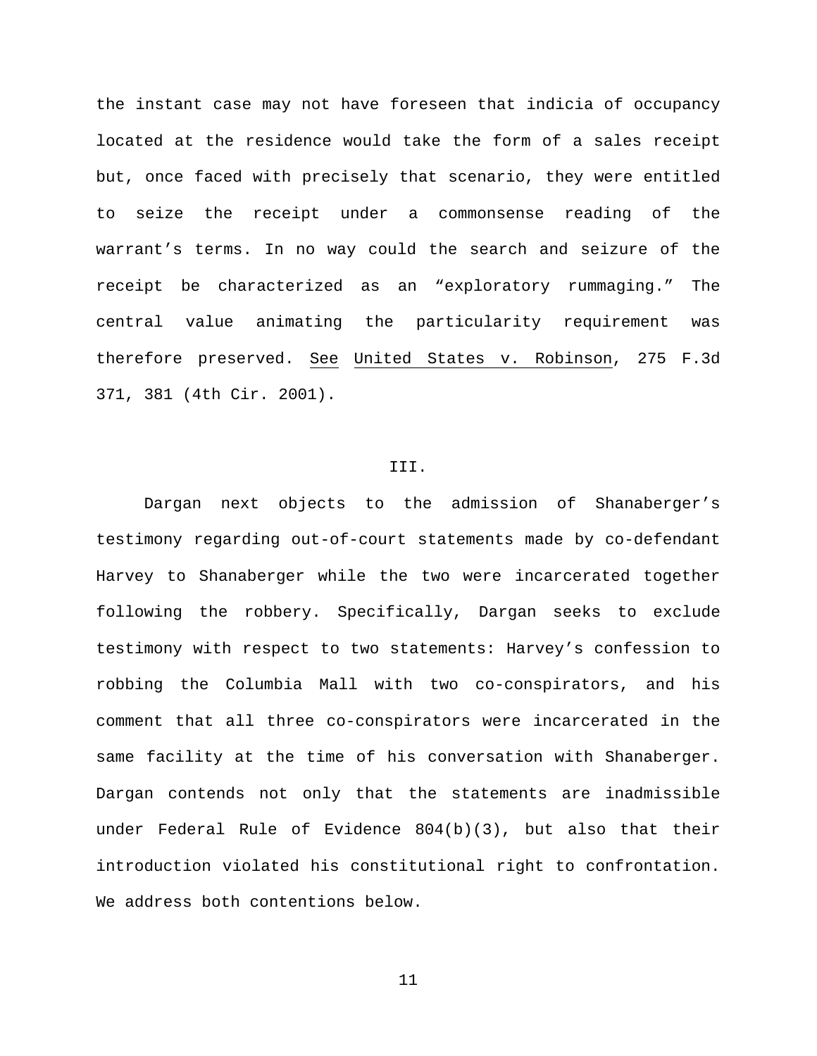the instant case may not have foreseen that indicia of occupancy located at the residence would take the form of a sales receipt but, once faced with precisely that scenario, they were entitled to seize the receipt under a commonsense reading of the warrant's terms. In no way could the search and seizure of the receipt be characterized as an "exploratory rummaging." The central value animating the particularity requirement was therefore preserved. See United States v. Robinson, 275 F.3d 371, 381 (4th Cir. 2001).

## III.

Dargan next objects to the admission of Shanaberger's testimony regarding out-of-court statements made by co-defendant Harvey to Shanaberger while the two were incarcerated together following the robbery. Specifically, Dargan seeks to exclude testimony with respect to two statements: Harvey's confession to robbing the Columbia Mall with two co-conspirators, and his comment that all three co-conspirators were incarcerated in the same facility at the time of his conversation with Shanaberger. Dargan contends not only that the statements are inadmissible under Federal Rule of Evidence 804(b)(3), but also that their introduction violated his constitutional right to confrontation. We address both contentions below.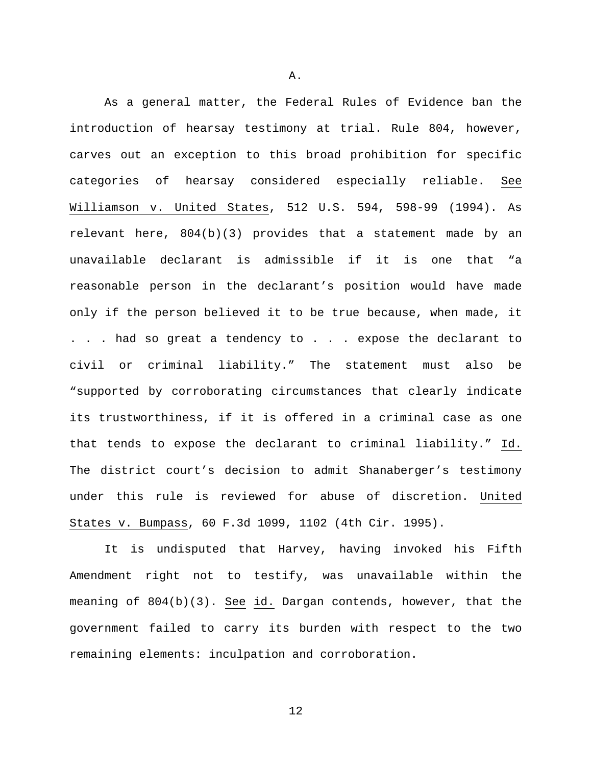### A.

As a general matter, the Federal Rules of Evidence ban the introduction of hearsay testimony at trial. Rule 804, however, carves out an exception to this broad prohibition for specific categories of hearsay considered especially reliable. See Williamson v. United States, 512 U.S. 594, 598-99 (1994). As relevant here, 804(b)(3) provides that a statement made by an unavailable declarant is admissible if it is one that "a reasonable person in the declarant's position would have made only if the person believed it to be true because, when made, it . . . had so great a tendency to . . . expose the declarant to civil or criminal liability." The statement must also be "supported by corroborating circumstances that clearly indicate its trustworthiness, if it is offered in a criminal case as one that tends to expose the declarant to criminal liability." Id. The district court's decision to admit Shanaberger's testimony under this rule is reviewed for abuse of discretion. United States v. Bumpass, 60 F.3d 1099, 1102 (4th Cir. 1995).

It is undisputed that Harvey, having invoked his Fifth Amendment right not to testify, was unavailable within the meaning of 804(b)(3). See id. Dargan contends, however, that the government failed to carry its burden with respect to the two remaining elements: inculpation and corroboration.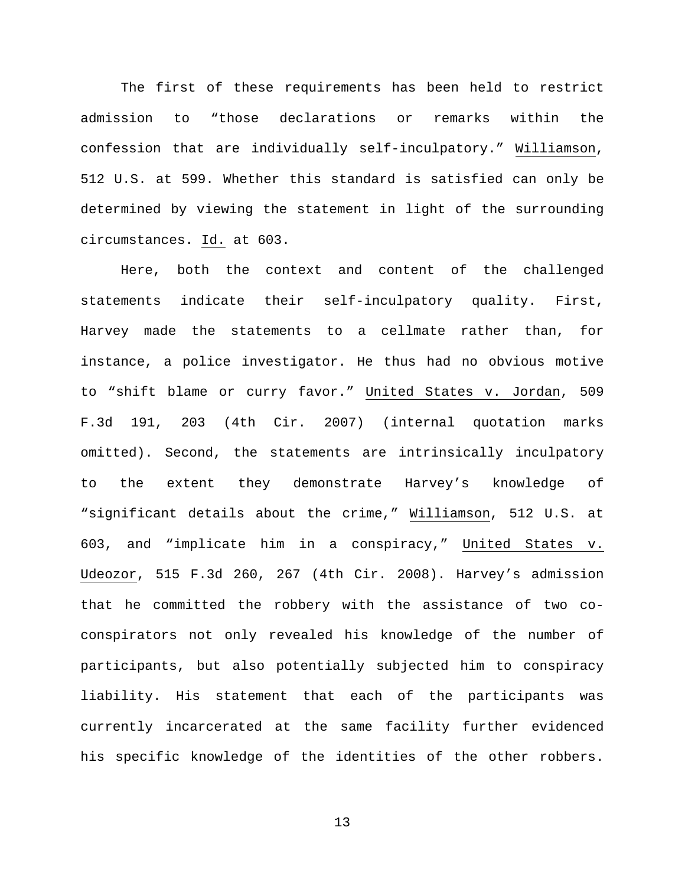The first of these requirements has been held to restrict admission to "those declarations or remarks within the confession that are individually self-inculpatory." Williamson, 512 U.S. at 599. Whether this standard is satisfied can only be determined by viewing the statement in light of the surrounding circumstances. Id. at 603.

Here, both the context and content of the challenged statements indicate their self-inculpatory quality. First, Harvey made the statements to a cellmate rather than, for instance, a police investigator. He thus had no obvious motive to "shift blame or curry favor." United States v. Jordan, 509 F.3d 191, 203 (4th Cir. 2007) (internal quotation marks omitted). Second, the statements are intrinsically inculpatory to the extent they demonstrate Harvey's knowledge of "significant details about the crime," Williamson, 512 U.S. at 603, and "implicate him in a conspiracy," United States v. Udeozor, 515 F.3d 260, 267 (4th Cir. 2008). Harvey's admission that he committed the robbery with the assistance of two co-conspirators not only revealed his knowledge of the number of participants, but also potentially subjected him to conspiracy liability. His statement that each of the participants was currently incarcerated at the same facility further evidenced his specific knowledge of the identities of the other robbers.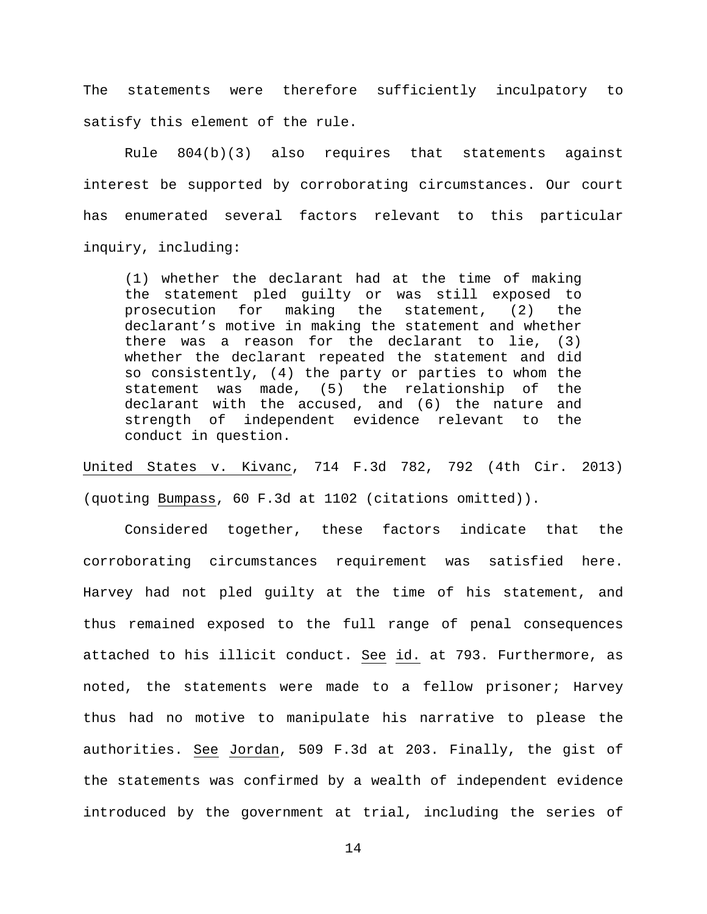The statements were therefore sufficiently inculpatory to satisfy this element of the rule.

Rule 804(b)(3) also requires that statements against interest be supported by corroborating circumstances. Our court has enumerated several factors relevant to this particular inquiry, including:

> (1) whether the declarant had at the time of making the statement pled guilty or was still exposed to prosecution for making the statement, (2) the declarant's motive in making the statement and whether there was a reason for the declarant to lie, (3) whether the declarant repeated the statement and did so consistently, (4) the party or parties to whom the statement was made, (5) the relationship of the declarant with the accused, and (6) the nature and strength of independent evidence relevant to the conduct in question.

United States v. Kivanc, 714 F.3d 782, 792 (4th Cir. 2013) (quoting Bumpass, 60 F.3d at 1102 (citations omitted)).

Considered together, these factors indicate that the corroborating circumstances requirement was satisfied here. Harvey had not pled guilty at the time of his statement, and thus remained exposed to the full range of penal consequences attached to his illicit conduct. See id. at 793. Furthermore, as noted, the statements were made to a fellow prisoner; Harvey thus had no motive to manipulate his narrative to please the authorities. See Jordan, 509 F.3d at 203. Finally, the gist of the statements was confirmed by a wealth of independent evidence introduced by the government at trial, including the series of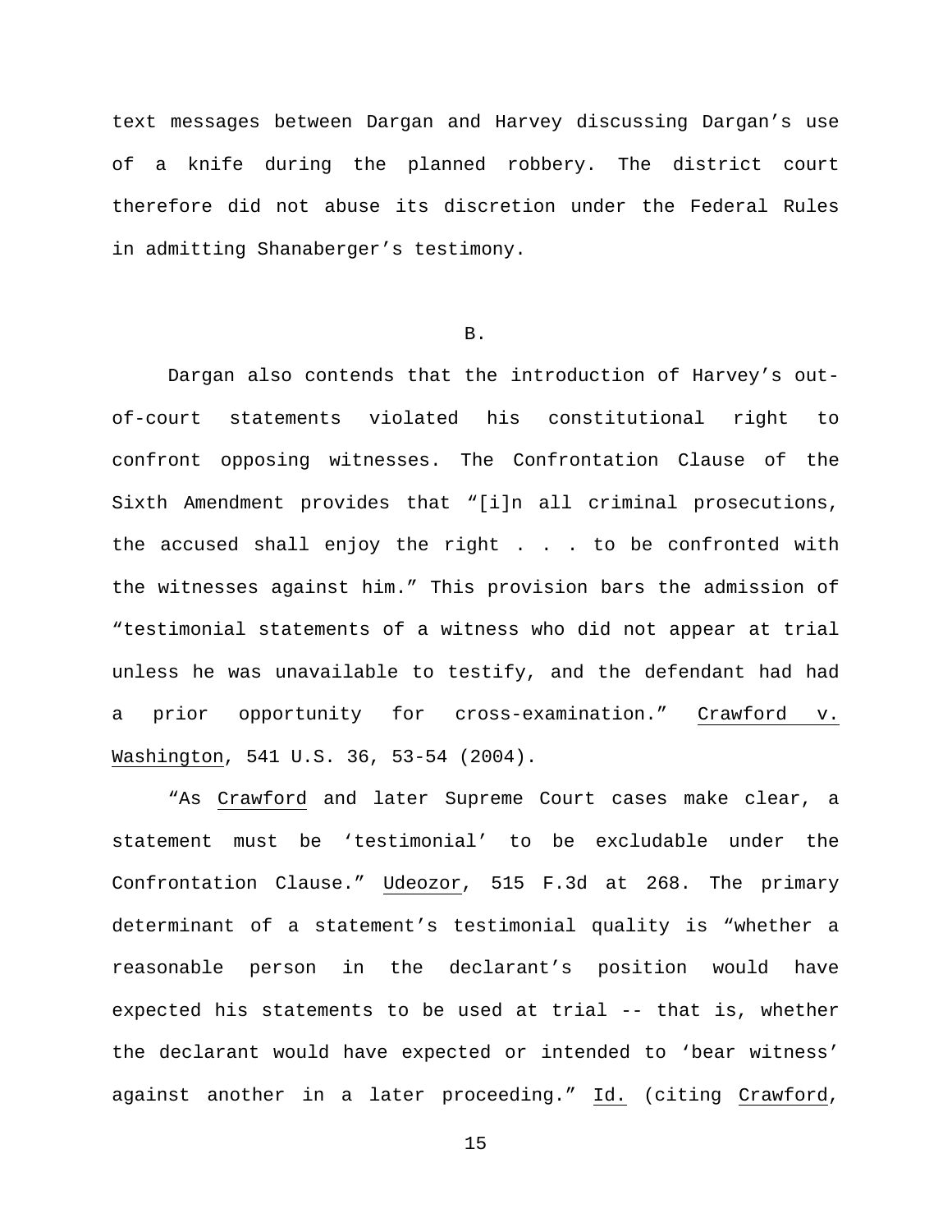text messages between Dargan and Harvey discussing Dargan's use of a knife during the planned robbery. The district court therefore did not abuse its discretion under the Federal Rules in admitting Shanaberger's testimony.

B.

Dargan also contends that the introduction of Harvey's out-of-court statements violated his constitutional right to confront opposing witnesses. The Confrontation Clause of the Sixth Amendment provides that "[i]n all criminal prosecutions, the accused shall enjoy the right . . . to be confronted with the witnesses against him." This provision bars the admission of "testimonial statements of a witness who did not appear at trial unless he was unavailable to testify, and the defendant had had a prior opportunity for cross-examination." Crawford v. Washington, 541 U.S. 36, 53-54 (2004).

"As Crawford and later Supreme Court cases make clear, a statement must be 'testimonial' to be excludable under the Confrontation Clause." Udeozor, 515 F.3d at 268. The primary determinant of a statement's testimonial quality is "whether a reasonable person in the declarant's position would have expected his statements to be used at trial -- that is, whether the declarant would have expected or intended to 'bear witness' against another in a later proceeding." Id. (citing Crawford,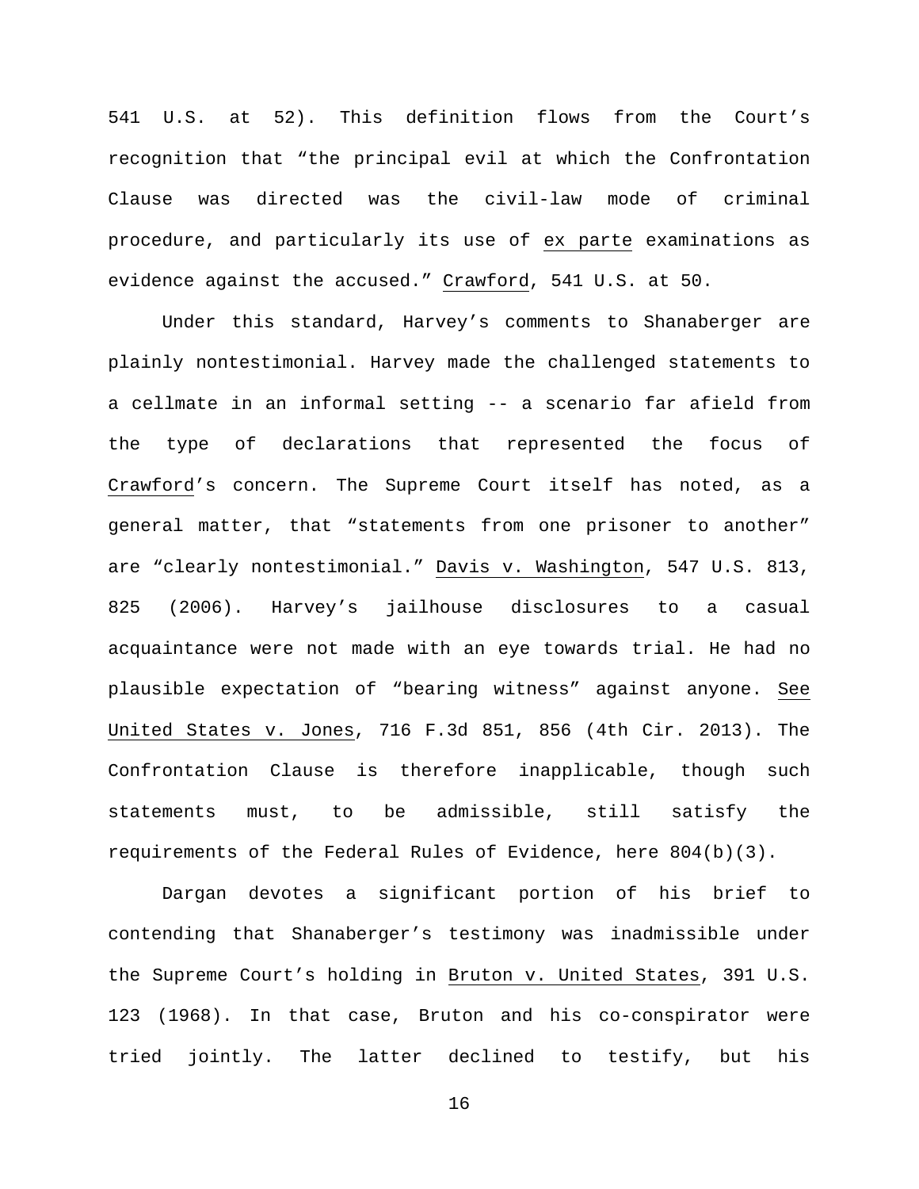541 U.S. at 52). This definition flows from the Court's recognition that "the principal evil at which the Confrontation Clause was directed was the civil-law mode of criminal procedure, and particularly its use of ex parte examinations as evidence against the accused." Crawford, 541 U.S. at 50.

Under this standard, Harvey's comments to Shanaberger are plainly nontestimonial. Harvey made the challenged statements to a cellmate in an informal setting -- a scenario far afield from the type of declarations that represented the focus of Crawford's concern. The Supreme Court itself has noted, as a general matter, that "statements from one prisoner to another" are "clearly nontestimonial." Davis v. Washington, 547 U.S. 813, 825 (2006). Harvey's jailhouse disclosures to a casual acquaintance were not made with an eye towards trial. He had no plausible expectation of "bearing witness" against anyone. See United States v. Jones, 716 F.3d 851, 856 (4th Cir. 2013). The Confrontation Clause is therefore inapplicable, though such statements must, to be admissible, still satisfy the requirements of the Federal Rules of Evidence, here 804(b)(3).

Dargan devotes a significant portion of his brief to contending that Shanaberger's testimony was inadmissible under the Supreme Court's holding in Bruton v. United States, 391 U.S. 123 (1968). In that case, Bruton and his co-conspirator were tried jointly. The latter declined to testify, but his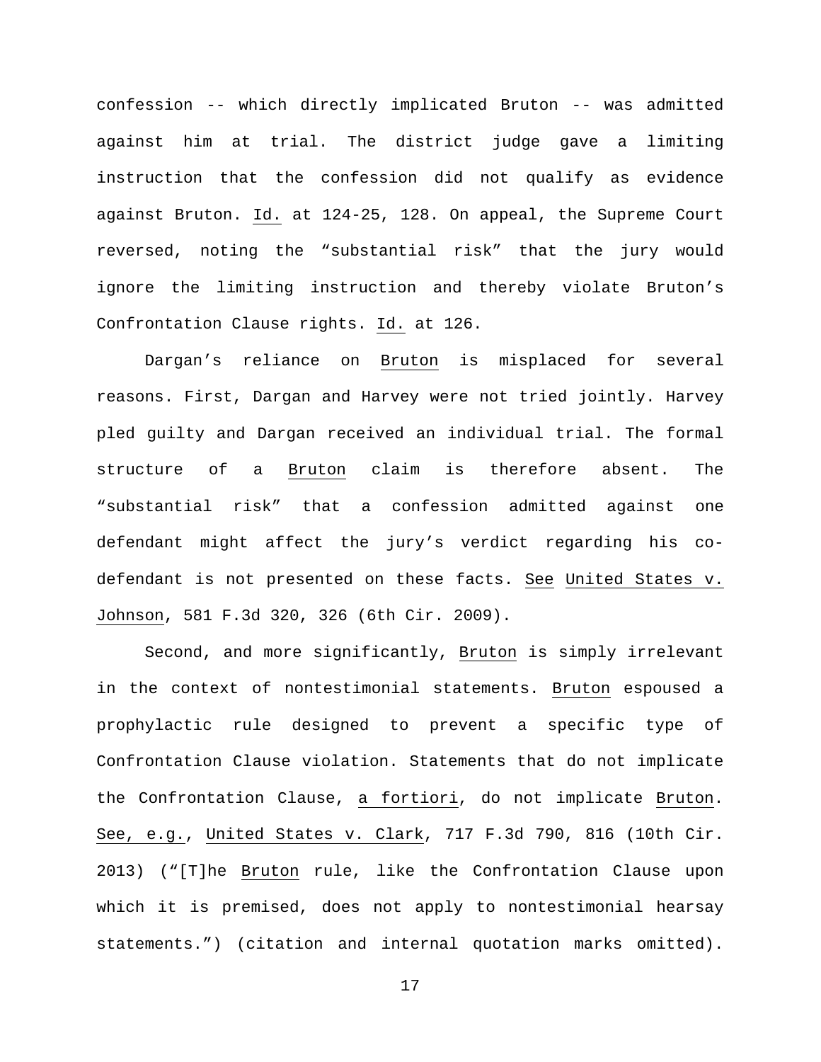confession -- which directly implicated Bruton -- was admitted against him at trial. The district judge gave a limiting instruction that the confession did not qualify as evidence against Bruton. Id. at 124-25, 128. On appeal, the Supreme Court reversed, noting the "substantial risk" that the jury would ignore the limiting instruction and thereby violate Bruton's Confrontation Clause rights. Id. at 126.

Dargan's reliance on Bruton is misplaced for several reasons. First, Dargan and Harvey were not tried jointly. Harvey pled guilty and Dargan received an individual trial. The formal structure of a Bruton claim is therefore absent. The "substantial risk" that a confession admitted against one defendant might affect the jury's verdict regarding his co-defendant is not presented on these facts. See United States v. Johnson, 581 F.3d 320, 326 (6th Cir. 2009).

Second, and more significantly, Bruton is simply irrelevant in the context of nontestimonial statements. Bruton espoused a prophylactic rule designed to prevent a specific type of Confrontation Clause violation. Statements that do not implicate the Confrontation Clause, a fortiori, do not implicate Bruton. See, e.g., United States v. Clark, 717 F.3d 790, 816 (10th Cir. 2013) ("[T]he Bruton rule, like the Confrontation Clause upon which it is premised, does not apply to nontestimonial hearsay statements.") (citation and internal quotation marks omitted).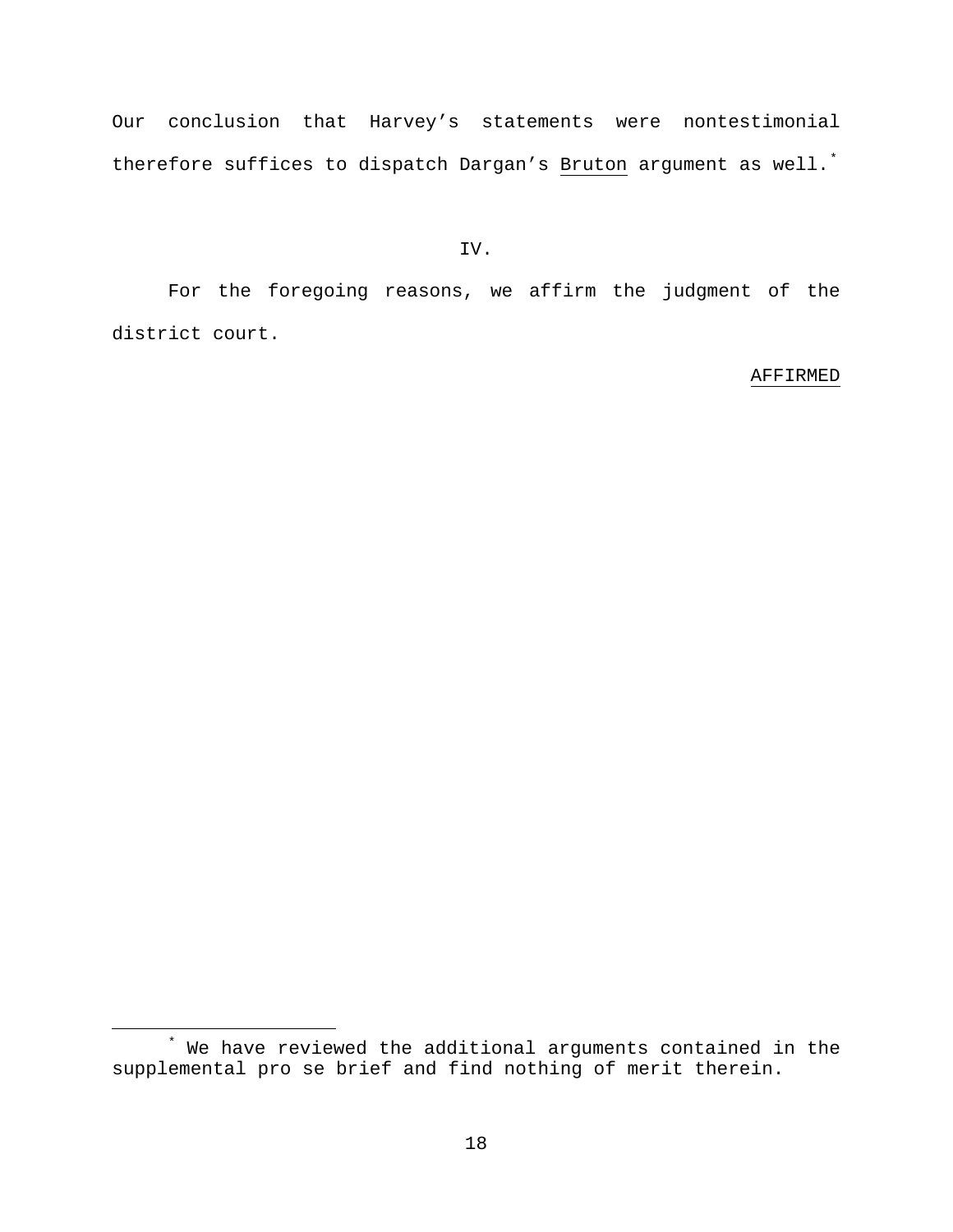Our conclusion that Harvey's statements were nontestimonial therefore suffices to dispatch Dargan's Bruton argument as well.[*]

## IV.

For the foregoing reasons, we affirm the judgment of the district court.

AFFIRMED

[*] We have reviewed the additional arguments contained in the supplemental pro se brief and find nothing of merit therein.